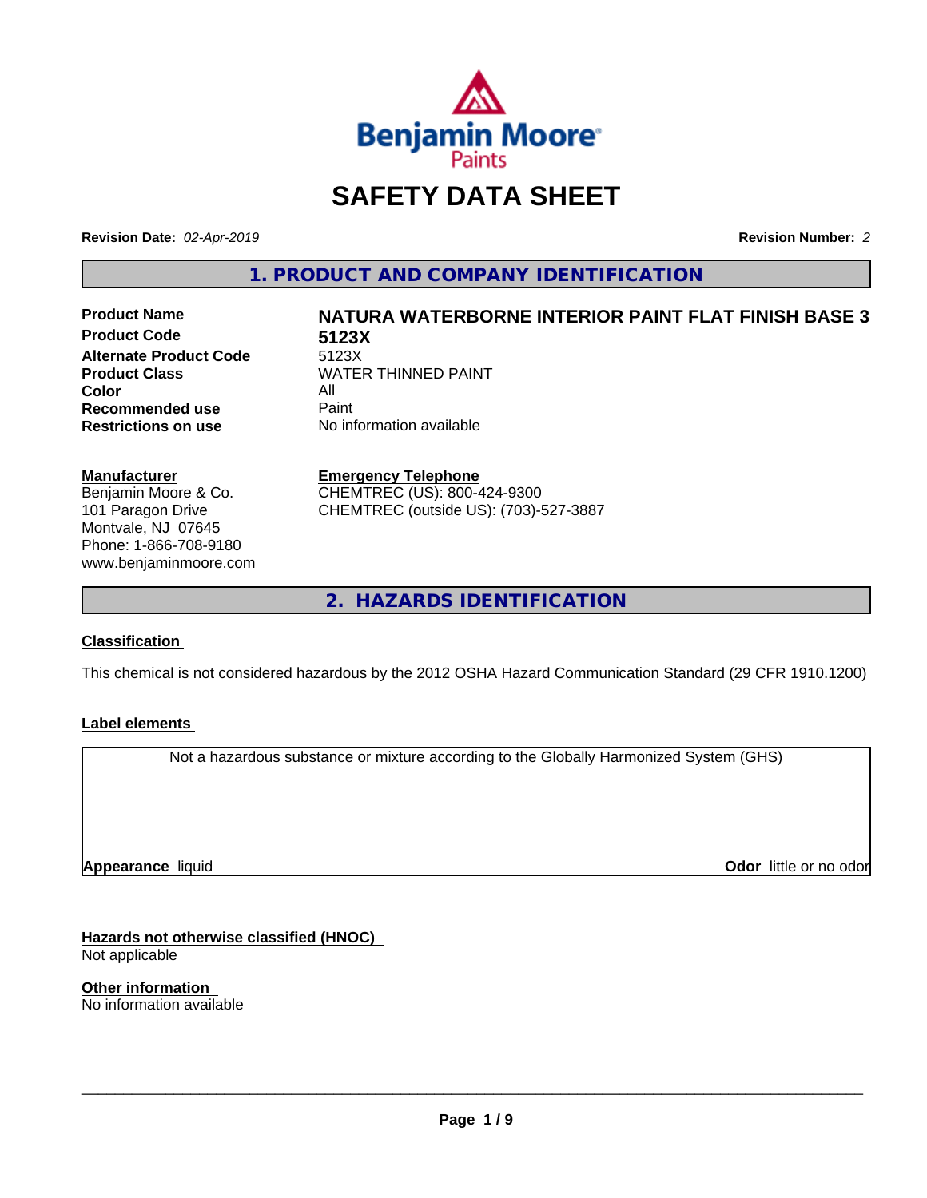Benjamin Moore Paints

# SAFETY DATA SHEET

**Revision Date:** *02-Apr-2019* **Revision Number:** *2*

## 1. PRODUCT AND COMPANY IDENTIFICATION

| | |
|---|---|
| **Product Name** | **NATURA WATERBORNE INTERIOR PAINT FLAT FINISH BASE 3** |
| **Product Code** | **5123X** |
| **Alternate Product Code** | 5123X |
| **Product Class** | WATER THINNED PAINT |
| **Color** | All |
| **Recommended use** | Paint |
| **Restrictions on use** | No information available |

**Manufacturer**
Benjamin Moore & Co.
101 Paragon Drive
Montvale, NJ 07645
Phone: 1-866-708-9180
www.benjaminmoore.com

**Emergency Telephone**
CHEMTREC (US): 800-424-9300
CHEMTREC (outside US): (703)-527-3887

## 2. HAZARDS IDENTIFICATION

**Classification**

This chemical is not considered hazardous by the 2012 OSHA Hazard Communication Standard (29 CFR 1910.1200)

**Label elements**

Not a hazardous substance or mixture according to the Globally Harmonized System (GHS)

**Appearance** liquid **Odor** little or no odor

**Hazards not otherwise classified (HNOC)**
Not applicable

**Other information**
No information available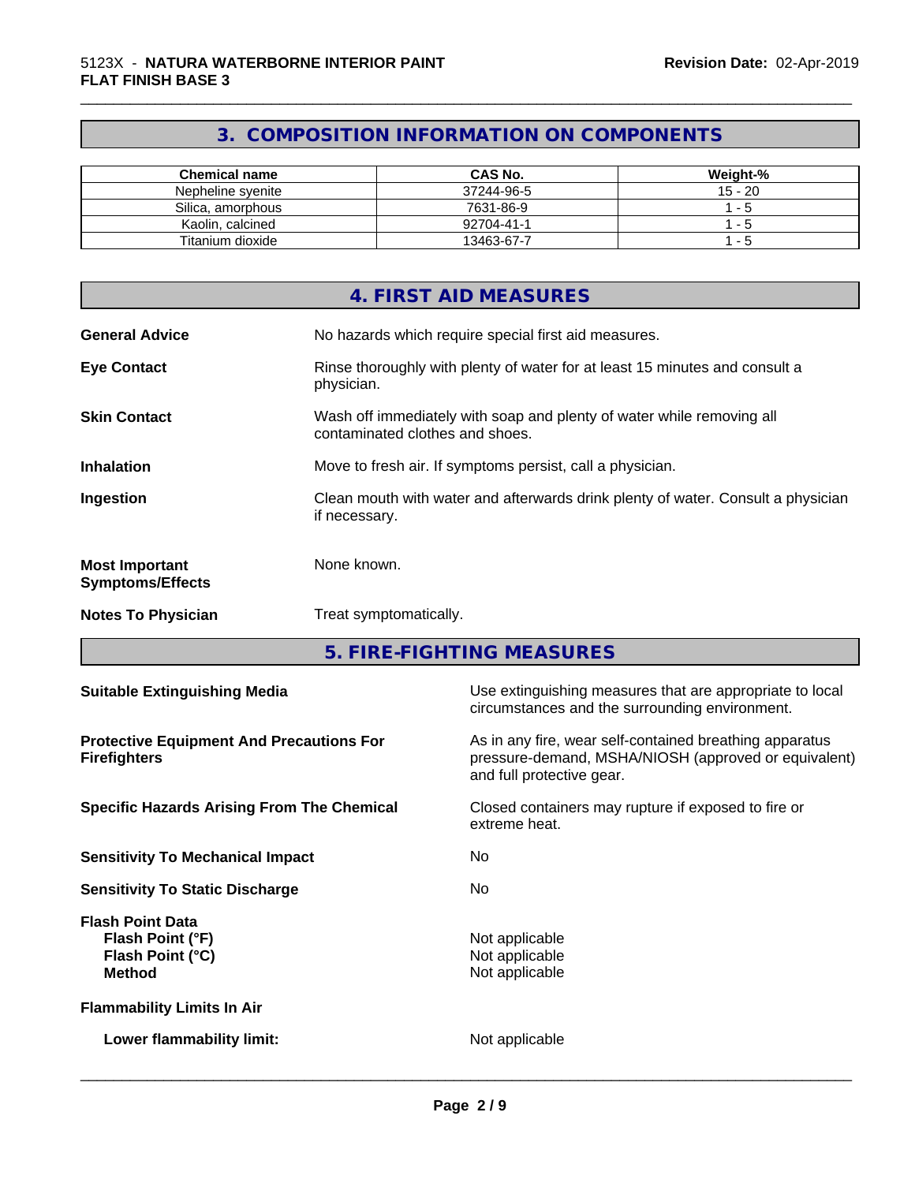## 3. COMPOSITION INFORMATION ON COMPONENTS

| Chemical name | CAS No. | Weight-% |
|---|---|---|
| Nepheline syenite | 37244-96-5 | 15 - 20 |
| Silica, amorphous | 7631-86-9 | 1 - 5 |
| Kaolin, calcined | 92704-41-1 | 1 - 5 |
| Titanium dioxide | 13463-67-7 | 1 - 5 |

## 4. FIRST AID MEASURES

**General Advice** No hazards which require special first aid measures.

**Eye Contact** Rinse thoroughly with plenty of water for at least 15 minutes and consult a physician.

**Skin Contact** Wash off immediately with soap and plenty of water while removing all contaminated clothes and shoes.

**Inhalation** Move to fresh air. If symptoms persist, call a physician.

**Ingestion** Clean mouth with water and afterwards drink plenty of water. Consult a physician if necessary.

**Most Important Symptoms/Effects** None known.

**Notes To Physician** Treat symptomatically.

## 5. FIRE-FIGHTING MEASURES

**Suitable Extinguishing Media** Use extinguishing measures that are appropriate to local circumstances and the surrounding environment.

**Protective Equipment And Precautions For Firefighters** As in any fire, wear self-contained breathing apparatus pressure-demand, MSHA/NIOSH (approved or equivalent) and full protective gear.

**Specific Hazards Arising From The Chemical** Closed containers may rupture if exposed to fire or extreme heat.

**Sensitivity To Mechanical Impact** No

**Sensitivity To Static Discharge** No

**Flash Point Data**
**Flash Point (°F)** Not applicable
**Flash Point (°C)** Not applicable
**Method** Not applicable

**Flammability Limits In Air**

**Lower flammability limit:** Not applicable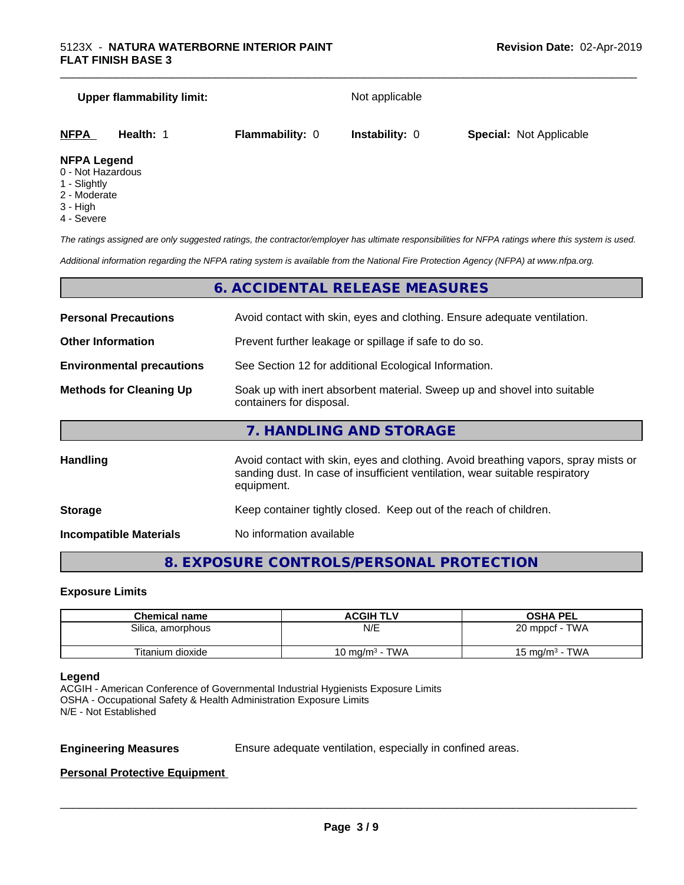**Upper flammability limit:** Not applicable

| **NFPA** | **Health:** 1 | **Flammability:** 0 | **Instability:** 0 | **Special:** Not Applicable |
|---|---|---|---|---|

**NFPA Legend**
0 - Not Hazardous
1 - Slightly
2 - Moderate
3 - High
4 - Severe

*The ratings assigned are only suggested ratings, the contractor/employer has ultimate responsibilities for NFPA ratings where this system is used.*

*Additional information regarding the NFPA rating system is available from the National Fire Protection Agency (NFPA) at www.nfpa.org.*

## 6. ACCIDENTAL RELEASE MEASURES

**Personal Precautions** Avoid contact with skin, eyes and clothing. Ensure adequate ventilation.

**Other Information** Prevent further leakage or spillage if safe to do so.

**Environmental precautions** See Section 12 for additional Ecological Information.

**Methods for Cleaning Up** Soak up with inert absorbent material. Sweep up and shovel into suitable containers for disposal.

## 7. HANDLING AND STORAGE

**Handling** Avoid contact with skin, eyes and clothing. Avoid breathing vapors, spray mists or sanding dust. In case of insufficient ventilation, wear suitable respiratory equipment.

**Storage** Keep container tightly closed. Keep out of the reach of children.

**Incompatible Materials** No information available

## 8. EXPOSURE CONTROLS/PERSONAL PROTECTION

### Exposure Limits

| Chemical name | ACGIH TLV | OSHA PEL |
|---|---|---|
| Silica, amorphous | N/E | 20 mppcf - TWA |
| Titanium dioxide | 10 mg/m$^3$ - TWA | 15 mg/m$^3$ - TWA |

**Legend**
ACGIH - American Conference of Governmental Industrial Hygienists Exposure Limits
OSHA - Occupational Safety & Health Administration Exposure Limits
N/E - Not Established

**Engineering Measures** Ensure adequate ventilation, especially in confined areas.

**Personal Protective Equipment**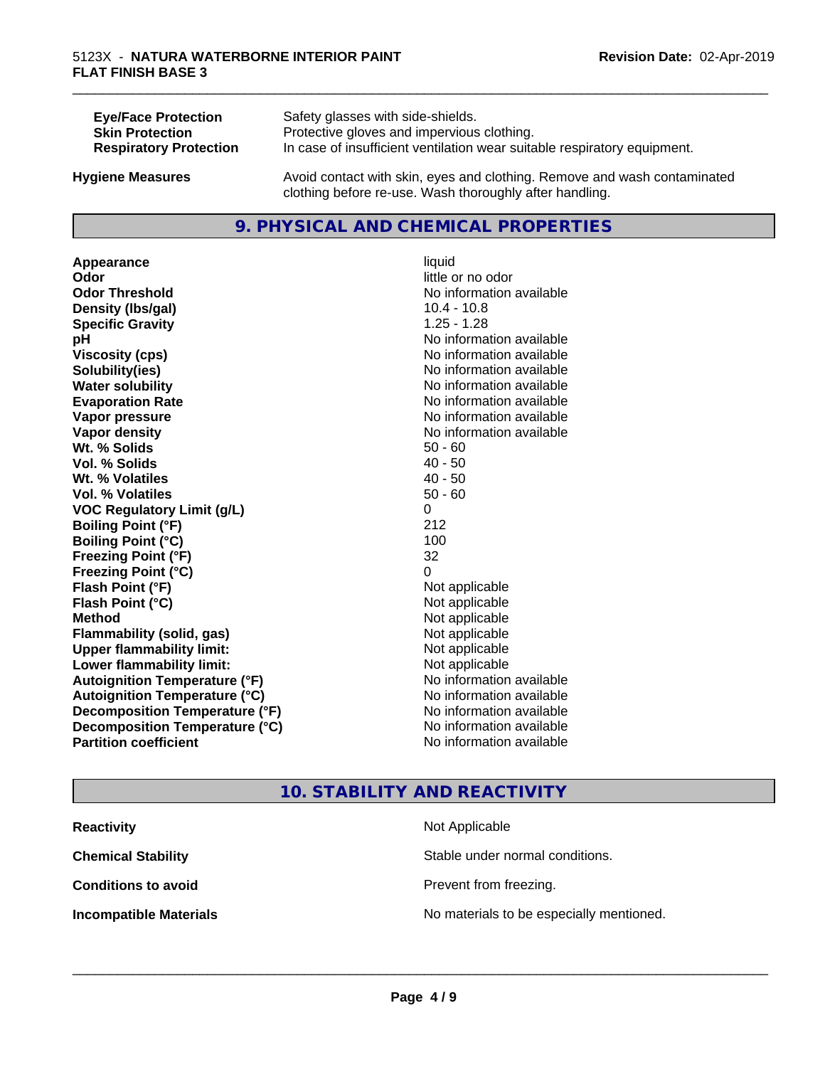| | |
|---|---|
| **Eye/Face Protection** | Safety glasses with side-shields. |
| **Skin Protection** | Protective gloves and impervious clothing. |
| **Respiratory Protection** | In case of insufficient ventilation wear suitable respiratory equipment. |

**Hygiene Measures** Avoid contact with skin, eyes and clothing. Remove and wash contaminated clothing before re-use. Wash thoroughly after handling.

## 9. PHYSICAL AND CHEMICAL PROPERTIES

| | |
|---|---|
| **Appearance** | liquid |
| **Odor** | little or no odor |
| **Odor Threshold** | No information available |
| **Density (lbs/gal)** | 10.4 - 10.8 |
| **Specific Gravity** | 1.25 - 1.28 |
| **pH** | No information available |
| **Viscosity (cps)** | No information available |
| **Solubility(ies)** | No information available |
| **Water solubility** | No information available |
| **Evaporation Rate** | No information available |
| **Vapor pressure** | No information available |
| **Vapor density** | No information available |
| **Wt. % Solids** | 50 - 60 |
| **Vol. % Solids** | 40 - 50 |
| **Wt. % Volatiles** | 40 - 50 |
| **Vol. % Volatiles** | 50 - 60 |
| **VOC Regulatory Limit (g/L)** | 0 |
| **Boiling Point (°F)** | 212 |
| **Boiling Point (°C)** | 100 |
| **Freezing Point (°F)** | 32 |
| **Freezing Point (°C)** | 0 |
| **Flash Point (°F)** | Not applicable |
| **Flash Point (°C)** | Not applicable |
| **Method** | Not applicable |
| **Flammability (solid, gas)** | Not applicable |
| **Upper flammability limit:** | Not applicable |
| **Lower flammability limit:** | Not applicable |
| **Autoignition Temperature (°F)** | No information available |
| **Autoignition Temperature (°C)** | No information available |
| **Decomposition Temperature (°F)** | No information available |
| **Decomposition Temperature (°C)** | No information available |
| **Partition coefficient** | No information available |

## 10. STABILITY AND REACTIVITY

| | |
|---|---|
| **Reactivity** | Not Applicable |
| **Chemical Stability** | Stable under normal conditions. |
| **Conditions to avoid** | Prevent from freezing. |
| **Incompatible Materials** | No materials to be especially mentioned. |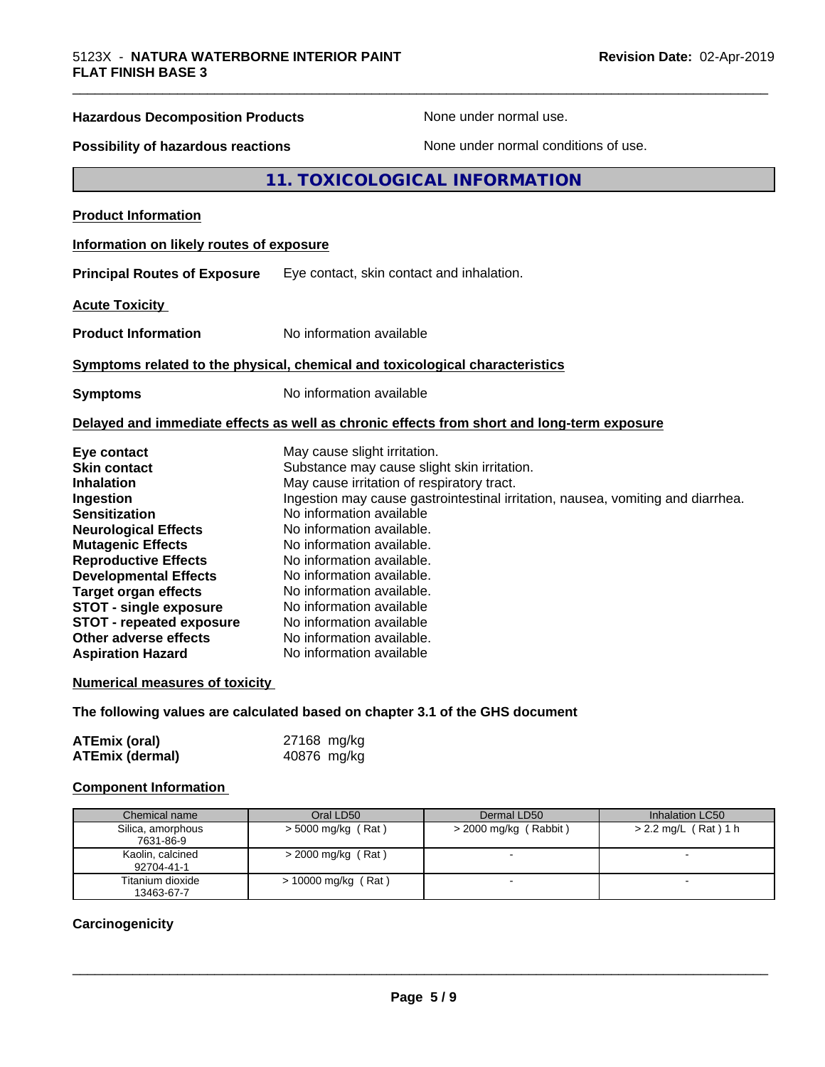| | |
|---|---|
| **Hazardous Decomposition Products** | None under normal use. |
| **Possibility of hazardous reactions** | None under normal conditions of use. |

## 11. TOXICOLOGICAL INFORMATION

**Product Information**

**Information on likely routes of exposure**

**Principal Routes of Exposure** Eye contact, skin contact and inhalation.

**Acute Toxicity**

**Product Information** No information available

**Symptoms related to the physical, chemical and toxicological characteristics**

**Symptoms** No information available

**Delayed and immediate effects as well as chronic effects from short and long-term exposure**

| | |
|---|---|
| **Eye contact** | May cause slight irritation. |
| **Skin contact** | Substance may cause slight skin irritation. |
| **Inhalation** | May cause irritation of respiratory tract. |
| **Ingestion** | Ingestion may cause gastrointestinal irritation, nausea, vomiting and diarrhea. |
| **Sensitization** | No information available |
| **Neurological Effects** | No information available. |
| **Mutagenic Effects** | No information available. |
| **Reproductive Effects** | No information available. |
| **Developmental Effects** | No information available. |
| **Target organ effects** | No information available. |
| **STOT - single exposure** | No information available |
| **STOT - repeated exposure** | No information available |
| **Other adverse effects** | No information available. |
| **Aspiration Hazard** | No information available |

**Numerical measures of toxicity**

**The following values are calculated based on chapter 3.1 of the GHS document**

| | |
|---|---|
| **ATEmix (oral)** | 27168 mg/kg |
| **ATEmix (dermal)** | 40876 mg/kg |

**Component Information**

| Chemical name | Oral LD50 | Dermal LD50 | Inhalation LC50 |
|---|---|---|---|
| Silica, amorphous<br>7631-86-9 | > 5000 mg/kg ( Rat ) | > 2000 mg/kg ( Rabbit ) | > 2.2 mg/L ( Rat ) 1 h |
| Kaolin, calcined<br>92704-41-1 | > 2000 mg/kg ( Rat ) | - | - |
| Titanium dioxide<br>13463-67-7 | > 10000 mg/kg ( Rat ) | - | - |

**Carcinogenicity**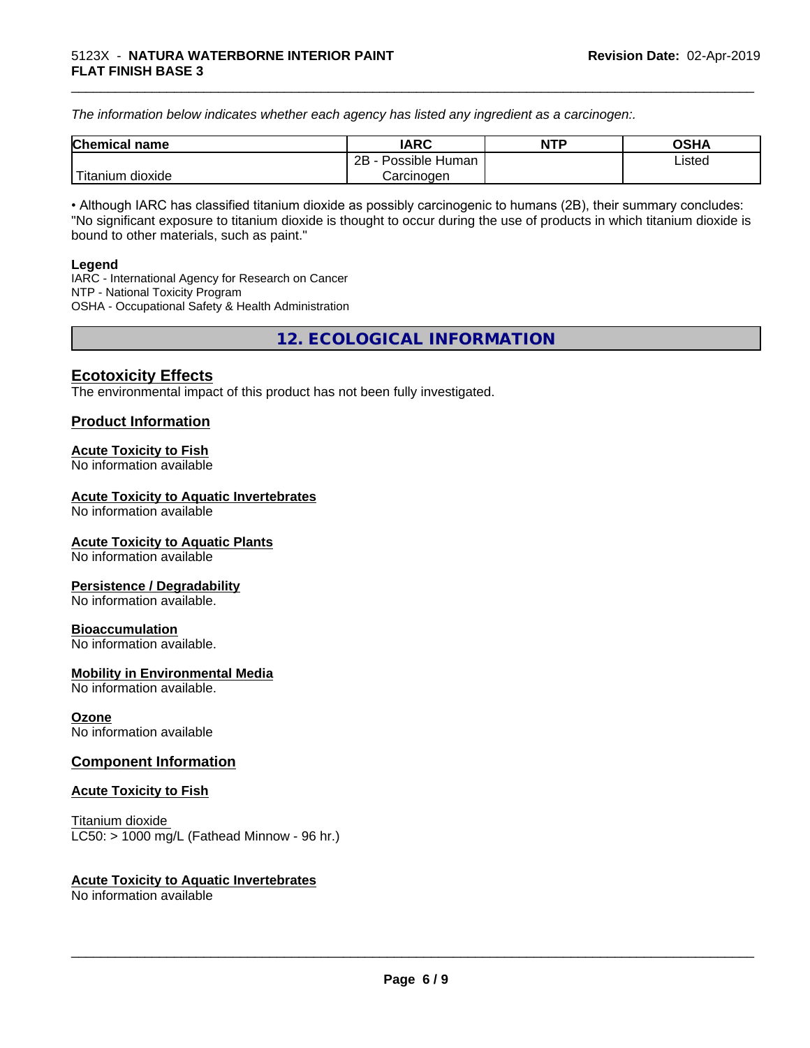*The information below indicates whether each agency has listed any ingredient as a carcinogen:.*

| Chemical name | IARC | NTP | OSHA |
|---|---|---|---|
| Titanium dioxide | 2B - Possible Human Carcinogen | | Listed |

• Although IARC has classified titanium dioxide as possibly carcinogenic to humans (2B), their summary concludes: "No significant exposure to titanium dioxide is thought to occur during the use of products in which titanium dioxide is bound to other materials, such as paint."

**Legend**

IARC - International Agency for Research on Cancer
NTP - National Toxicity Program
OSHA - Occupational Safety & Health Administration

## 12. ECOLOGICAL INFORMATION

### Ecotoxicity Effects

The environmental impact of this product has not been fully investigated.

### Product Information

**Acute Toxicity to Fish**
No information available

**Acute Toxicity to Aquatic Invertebrates**
No information available

**Acute Toxicity to Aquatic Plants**
No information available

**Persistence / Degradability**
No information available.

**Bioaccumulation**
No information available.

**Mobility in Environmental Media**
No information available.

**Ozone**
No information available

### Component Information

**Acute Toxicity to Fish**

Titanium dioxide
LC50: > 1000 mg/L (Fathead Minnow - 96 hr.)

**Acute Toxicity to Aquatic Invertebrates**
No information available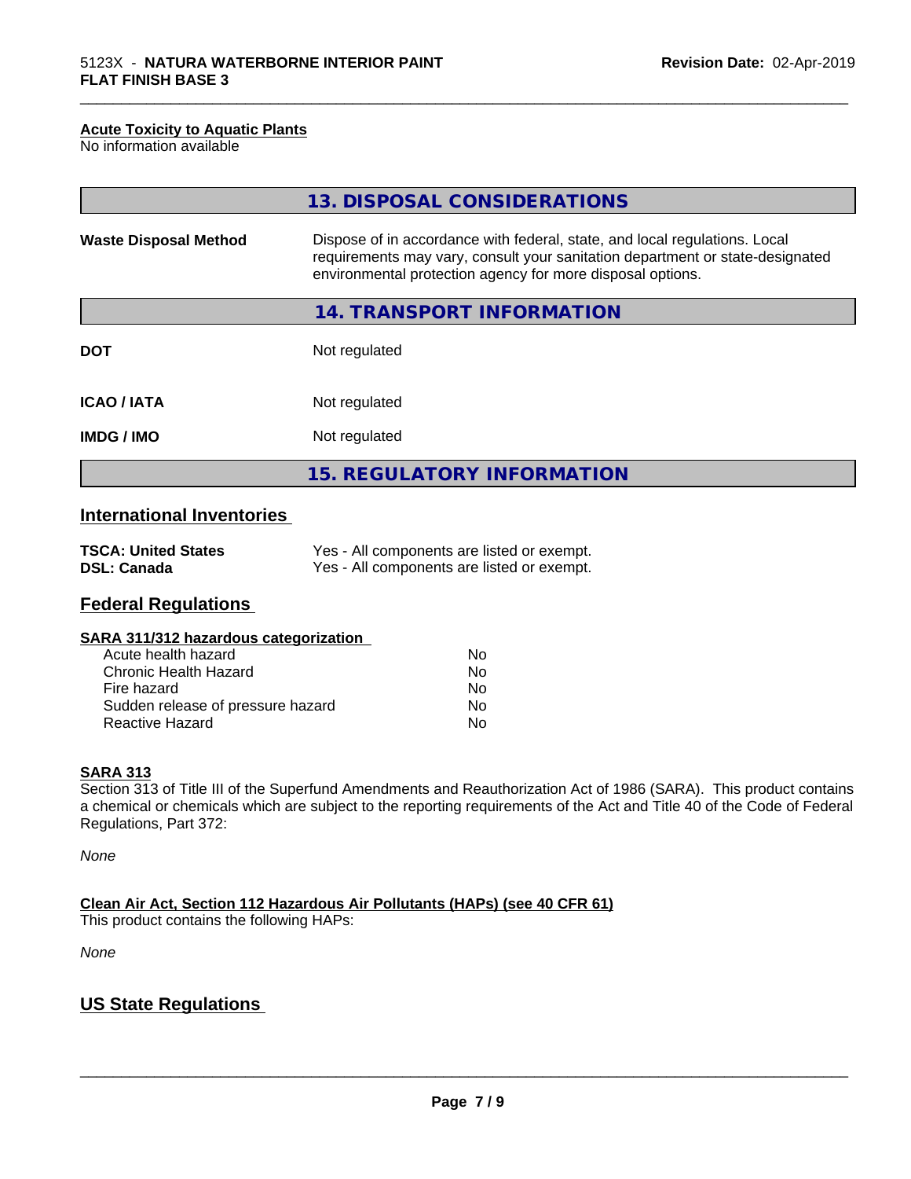#### Acute Toxicity to Aquatic Plants

No information available

## 13. DISPOSAL CONSIDERATIONS

| | |
|---|---|
| **Waste Disposal Method** | Dispose of in accordance with federal, state, and local regulations. Local requirements may vary, consult your sanitation department or state-designated environmental protection agency for more disposal options. |

## 14. TRANSPORT INFORMATION

| | |
|---|---|
| **DOT** | Not regulated |
| **ICAO / IATA** | Not regulated |
| **IMDG / IMO** | Not regulated |

## 15. REGULATORY INFORMATION

### International Inventories

| | |
|---|---|
| **TSCA: United States** | Yes - All components are listed or exempt. |
| **DSL: Canada** | Yes - All components are listed or exempt. |

### Federal Regulations

#### SARA 311/312 hazardous categorization

| | |
|---|---|
| Acute health hazard | No |
| Chronic Health Hazard | No |
| Fire hazard | No |
| Sudden release of pressure hazard | No |
| Reactive Hazard | No |

#### SARA 313

Section 313 of Title III of the Superfund Amendments and Reauthorization Act of 1986 (SARA). This product contains a chemical or chemicals which are subject to the reporting requirements of the Act and Title 40 of the Code of Federal Regulations, Part 372:

*None*

#### Clean Air Act, Section 112 Hazardous Air Pollutants (HAPs) (see 40 CFR 61)

This product contains the following HAPs:

*None*

### US State Regulations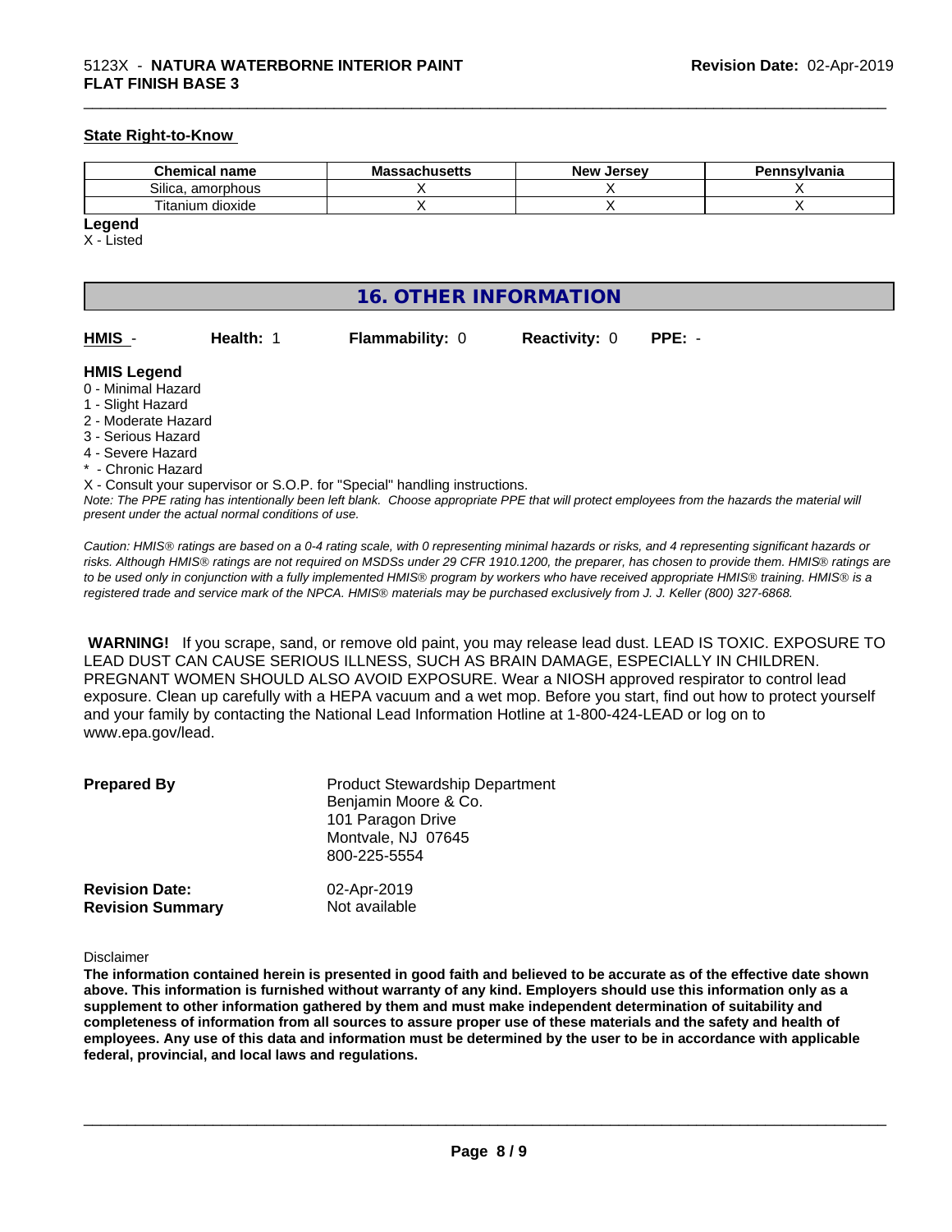**State Right-to-Know**

| Chemical name | Massachusetts | New Jersey | Pennsylvania |
| --- | --- | --- | --- |
| Silica, amorphous | X | X | X |
| Titanium dioxide | X | X | X |

**Legend**
X - Listed

## 16. OTHER INFORMATION

| HMIS - | Health: 1 | Flammability: 0 | Reactivity: 0 | PPE: - |
| --- | --- | --- | --- | --- |

**HMIS Legend**
0 - Minimal Hazard
1 - Slight Hazard
2 - Moderate Hazard
3 - Serious Hazard
4 - Severe Hazard
* - Chronic Hazard
X - Consult your supervisor or S.O.P. for "Special" handling instructions.

*Note: The PPE rating has intentionally been left blank. Choose appropriate PPE that will protect employees from the hazards the material will present under the actual normal conditions of use.*

*Caution: HMIS® ratings are based on a 0-4 rating scale, with 0 representing minimal hazards or risks, and 4 representing significant hazards or risks. Although HMIS® ratings are not required on MSDSs under 29 CFR 1910.1200, the preparer, has chosen to provide them. HMIS® ratings are to be used only in conjunction with a fully implemented HMIS® program by workers who have received appropriate HMIS® training. HMIS® is a registered trade and service mark of the NPCA. HMIS® materials may be purchased exclusively from J. J. Keller (800) 327-6868.*

**WARNING!** If you scrape, sand, or remove old paint, you may release lead dust. LEAD IS TOXIC. EXPOSURE TO LEAD DUST CAN CAUSE SERIOUS ILLNESS, SUCH AS BRAIN DAMAGE, ESPECIALLY IN CHILDREN. PREGNANT WOMEN SHOULD ALSO AVOID EXPOSURE. Wear a NIOSH approved respirator to control lead exposure. Clean up carefully with a HEPA vacuum and a wet mop. Before you start, find out how to protect yourself and your family by contacting the National Lead Information Hotline at 1-800-424-LEAD or log on to www.epa.gov/lead.

**Prepared By**
Product Stewardship Department
Benjamin Moore & Co.
101 Paragon Drive
Montvale, NJ 07645
800-225-5554

**Revision Date:** 02-Apr-2019
**Revision Summary** Not available

Disclaimer

**The information contained herein is presented in good faith and believed to be accurate as of the effective date shown above. This information is furnished without warranty of any kind. Employers should use this information only as a supplement to other information gathered by them and must make independent determination of suitability and completeness of information from all sources to assure proper use of these materials and the safety and health of employees. Any use of this data and information must be determined by the user to be in accordance with applicable federal, provincial, and local laws and regulations.**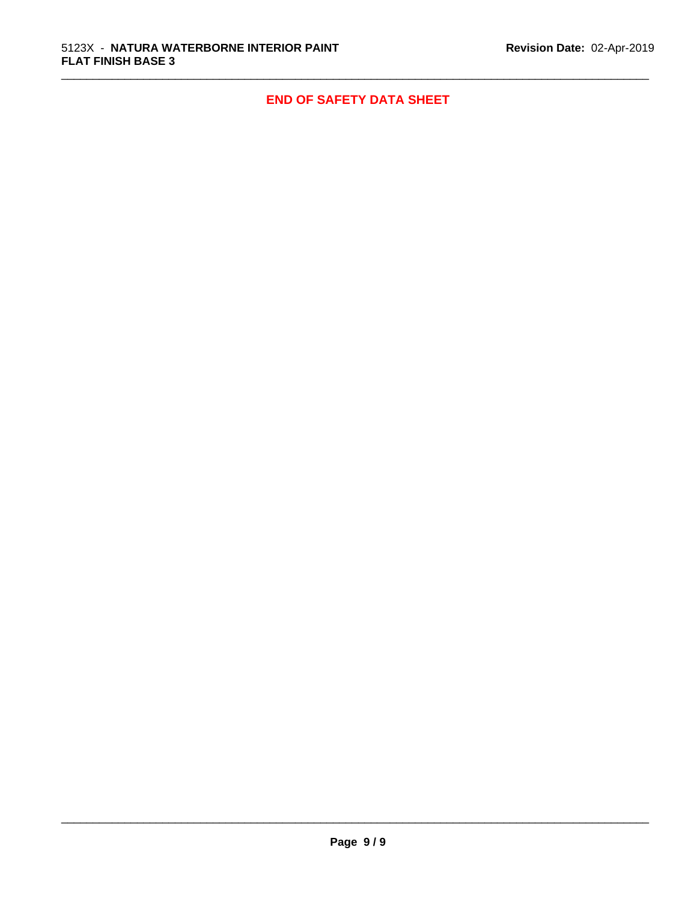**END OF SAFETY DATA SHEET**